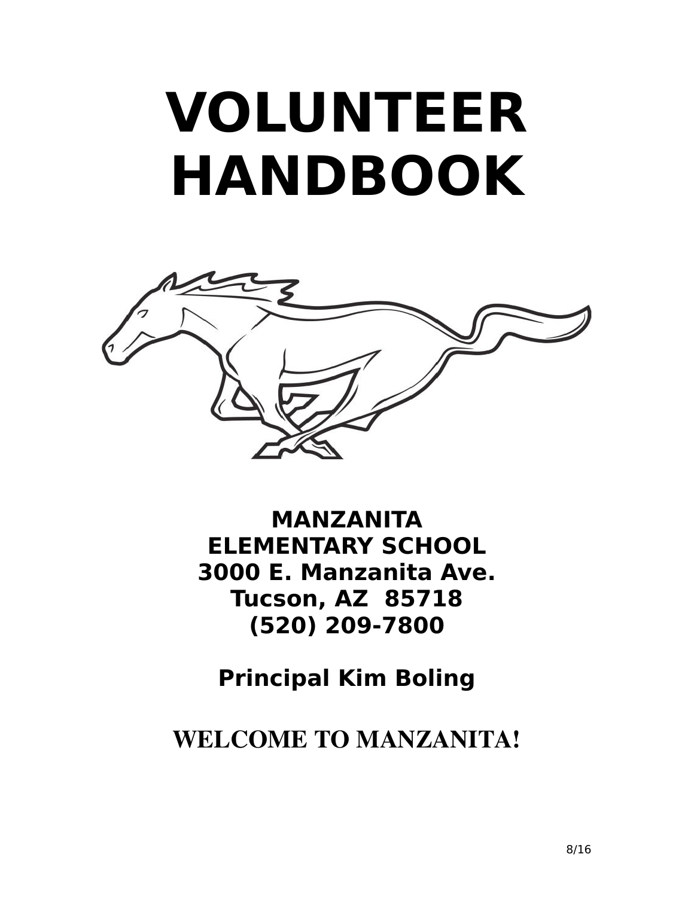# VOLUNTEER HANDBOOK

**MANZANITA**
**ELEMENTARY SCHOOL**
**3000 E. Manzanita Ave.**
**Tucson, AZ 85718**
**(520) 209-7800**

**Principal Kim Boling**

**WELCOME TO MANZANITA!**

8/16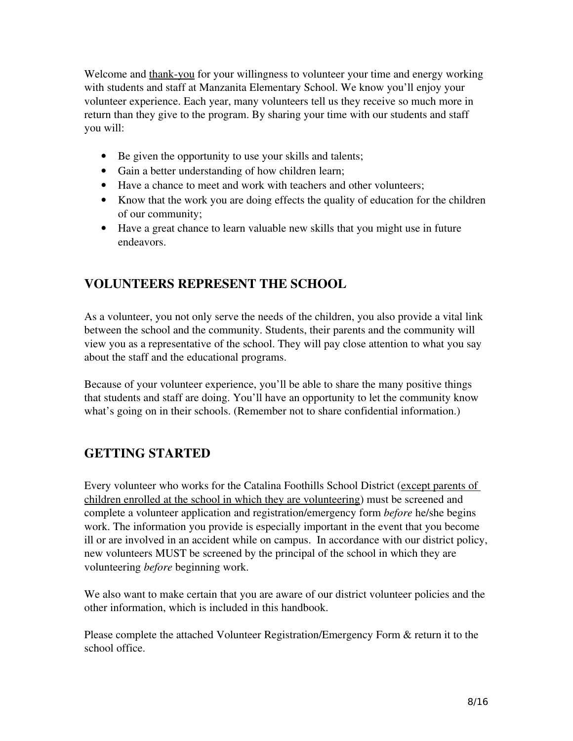Welcome and thank-you for your willingness to volunteer your time and energy working with students and staff at Manzanita Elementary School. We know you'll enjoy your volunteer experience. Each year, many volunteers tell us they receive so much more in return than they give to the program. By sharing your time with our students and staff you will:

- Be given the opportunity to use your skills and talents;
- Gain a better understanding of how children learn;
- Have a chance to meet and work with teachers and other volunteers;
- Know that the work you are doing effects the quality of education for the children of our community;
- Have a great chance to learn valuable new skills that you might use in future endeavors.

## VOLUNTEERS REPRESENT THE SCHOOL

As a volunteer, you not only serve the needs of the children, you also provide a vital link between the school and the community. Students, their parents and the community will view you as a representative of the school. They will pay close attention to what you say about the staff and the educational programs.

Because of your volunteer experience, you'll be able to share the many positive things that students and staff are doing. You'll have an opportunity to let the community know what's going on in their schools. (Remember not to share confidential information.)

## GETTING STARTED

Every volunteer who works for the Catalina Foothills School District (except parents of children enrolled at the school in which they are volunteering) must be screened and complete a volunteer application and registration/emergency form *before* he/she begins work. The information you provide is especially important in the event that you become ill or are involved in an accident while on campus. In accordance with our district policy, new volunteers MUST be screened by the principal of the school in which they are volunteering *before* beginning work.

We also want to make certain that you are aware of our district volunteer policies and the other information, which is included in this handbook.

Please complete the attached Volunteer Registration/Emergency Form & return it to the school office.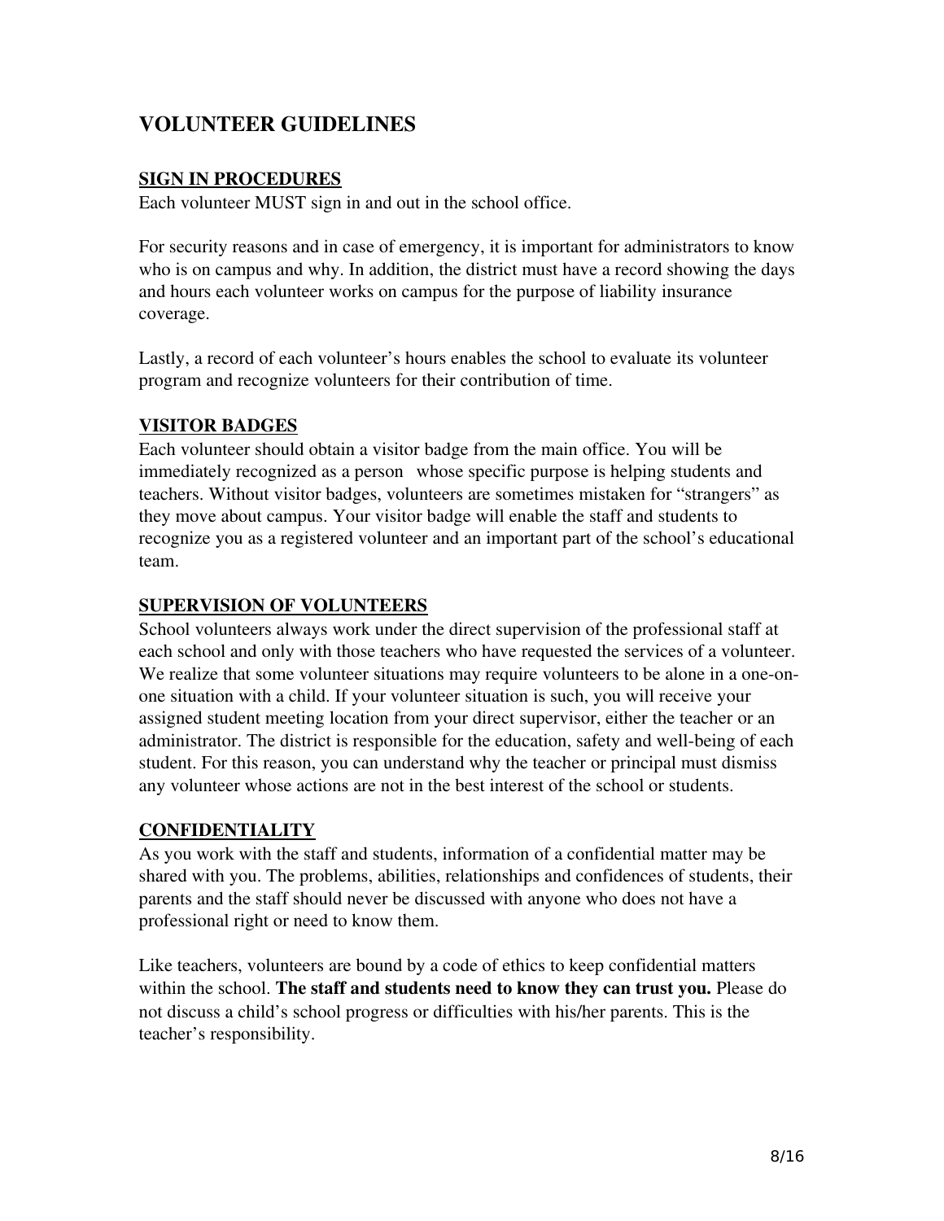# VOLUNTEER GUIDELINES

## SIGN IN PROCEDURES

Each volunteer MUST sign in and out in the school office.

For security reasons and in case of emergency, it is important for administrators to know who is on campus and why. In addition, the district must have a record showing the days and hours each volunteer works on campus for the purpose of liability insurance coverage.

Lastly, a record of each volunteer's hours enables the school to evaluate its volunteer program and recognize volunteers for their contribution of time.

## VISITOR BADGES

Each volunteer should obtain a visitor badge from the main office. You will be immediately recognized as a person whose specific purpose is helping students and teachers. Without visitor badges, volunteers are sometimes mistaken for "strangers" as they move about campus. Your visitor badge will enable the staff and students to recognize you as a registered volunteer and an important part of the school's educational team.

## SUPERVISION OF VOLUNTEERS

School volunteers always work under the direct supervision of the professional staff at each school and only with those teachers who have requested the services of a volunteer. We realize that some volunteer situations may require volunteers to be alone in a one-on-one situation with a child. If your volunteer situation is such, you will receive your assigned student meeting location from your direct supervisor, either the teacher or an administrator. The district is responsible for the education, safety and well-being of each student. For this reason, you can understand why the teacher or principal must dismiss any volunteer whose actions are not in the best interest of the school or students.

## CONFIDENTIALITY

As you work with the staff and students, information of a confidential matter may be shared with you. The problems, abilities, relationships and confidences of students, their parents and the staff should never be discussed with anyone who does not have a professional right or need to know them.

Like teachers, volunteers are bound by a code of ethics to keep confidential matters within the school. **The staff and students need to know they can trust you.** Please do not discuss a child's school progress or difficulties with his/her parents. This is the teacher's responsibility.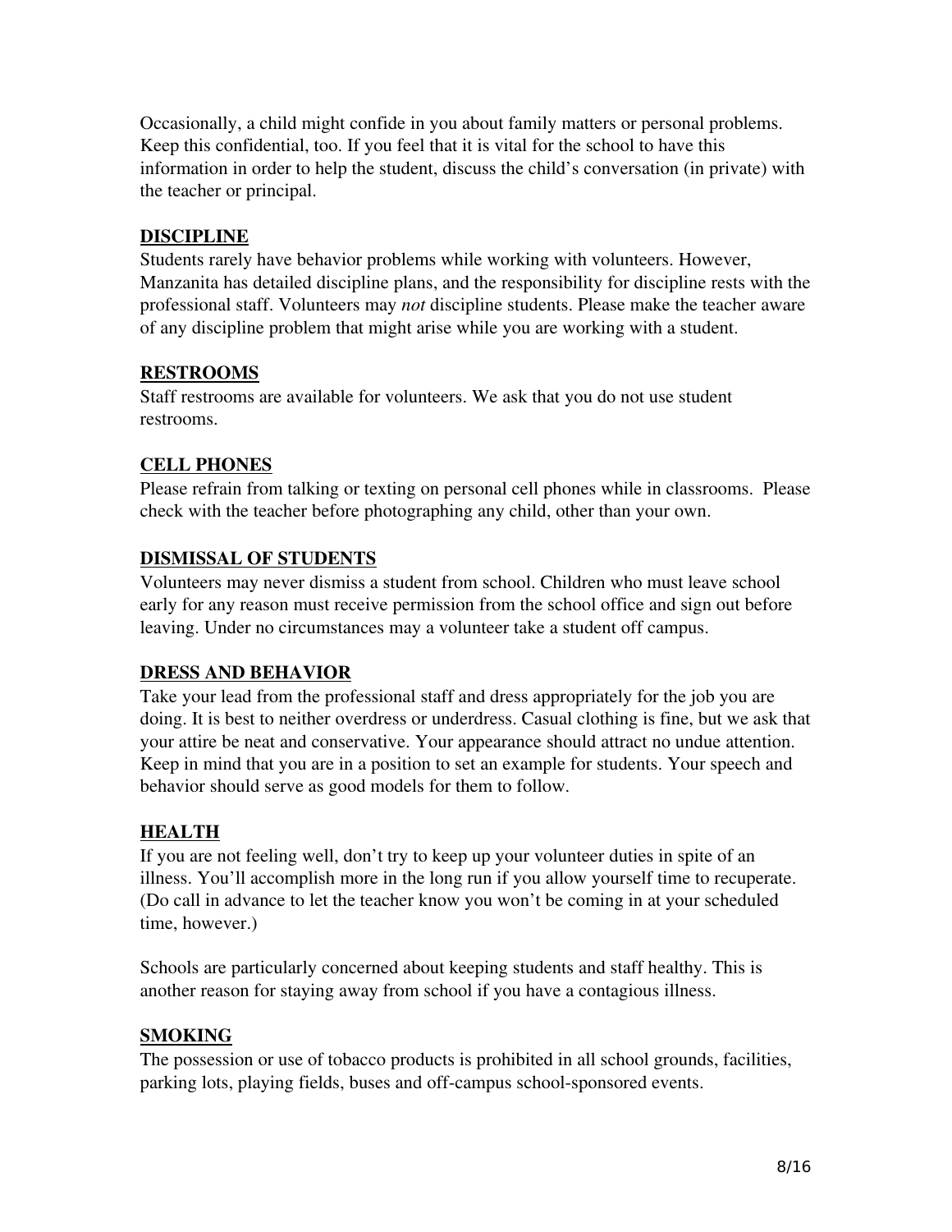Occasionally, a child might confide in you about family matters or personal problems. Keep this confidential, too. If you feel that it is vital for the school to have this information in order to help the student, discuss the child's conversation (in private) with the teacher or principal.

## DISCIPLINE

Students rarely have behavior problems while working with volunteers. However, Manzanita has detailed discipline plans, and the responsibility for discipline rests with the professional staff. Volunteers may *not* discipline students. Please make the teacher aware of any discipline problem that might arise while you are working with a student.

## RESTROOMS

Staff restrooms are available for volunteers. We ask that you do not use student restrooms.

## CELL PHONES

Please refrain from talking or texting on personal cell phones while in classrooms. Please check with the teacher before photographing any child, other than your own.

## DISMISSAL OF STUDENTS

Volunteers may never dismiss a student from school. Children who must leave school early for any reason must receive permission from the school office and sign out before leaving. Under no circumstances may a volunteer take a student off campus.

## DRESS AND BEHAVIOR

Take your lead from the professional staff and dress appropriately for the job you are doing. It is best to neither overdress or underdress. Casual clothing is fine, but we ask that your attire be neat and conservative. Your appearance should attract no undue attention. Keep in mind that you are in a position to set an example for students. Your speech and behavior should serve as good models for them to follow.

## HEALTH

If you are not feeling well, don't try to keep up your volunteer duties in spite of an illness. You'll accomplish more in the long run if you allow yourself time to recuperate. (Do call in advance to let the teacher know you won't be coming in at your scheduled time, however.)

Schools are particularly concerned about keeping students and staff healthy. This is another reason for staying away from school if you have a contagious illness.

## SMOKING

The possession or use of tobacco products is prohibited in all school grounds, facilities, parking lots, playing fields, buses and off-campus school-sponsored events.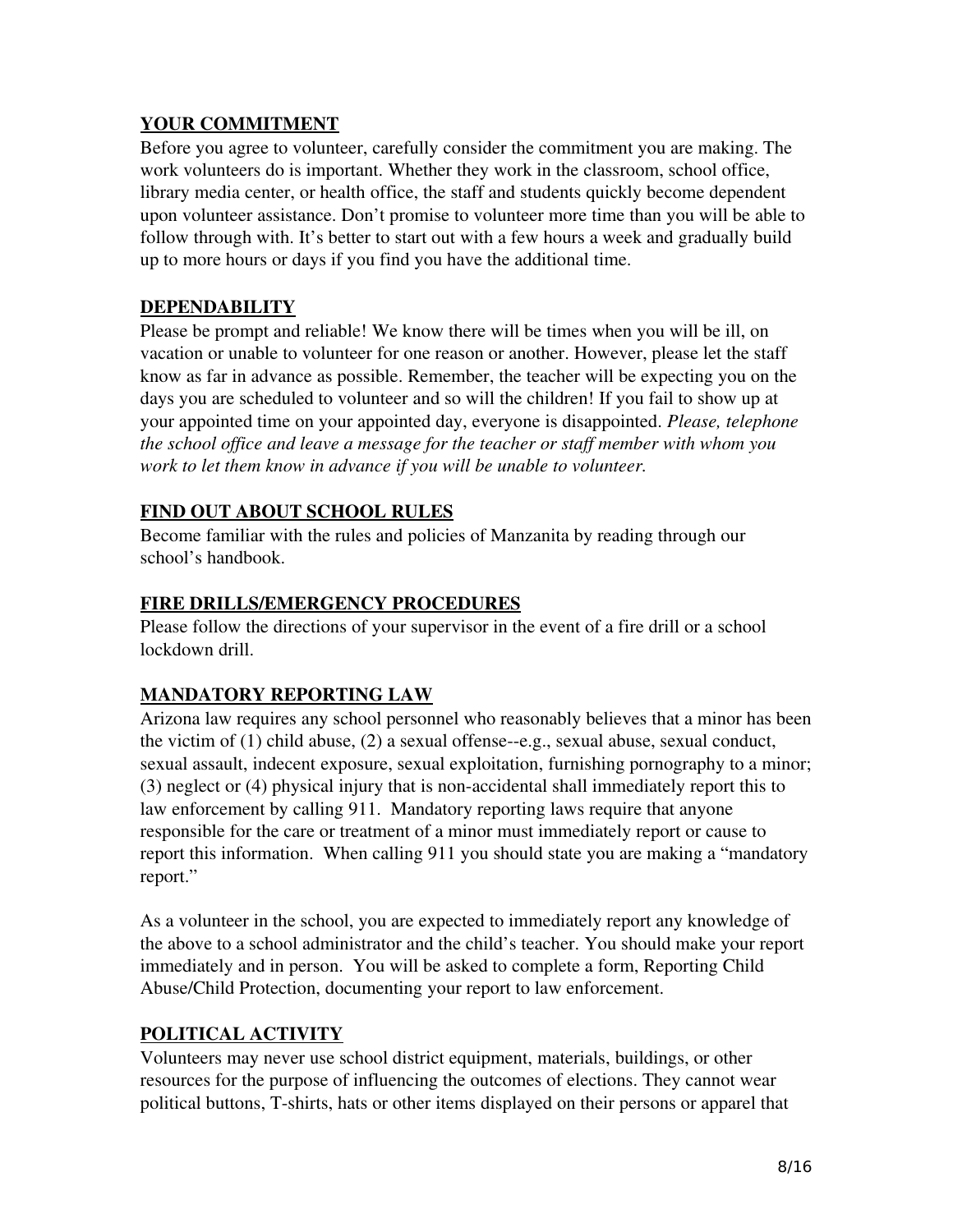## YOUR COMMITMENT

Before you agree to volunteer, carefully consider the commitment you are making. The work volunteers do is important. Whether they work in the classroom, school office, library media center, or health office, the staff and students quickly become dependent upon volunteer assistance. Don't promise to volunteer more time than you will be able to follow through with. It's better to start out with a few hours a week and gradually build up to more hours or days if you find you have the additional time.

## DEPENDABILITY

Please be prompt and reliable! We know there will be times when you will be ill, on vacation or unable to volunteer for one reason or another. However, please let the staff know as far in advance as possible. Remember, the teacher will be expecting you on the days you are scheduled to volunteer and so will the children! If you fail to show up at your appointed time on your appointed day, everyone is disappointed. *Please, telephone the school office and leave a message for the teacher or staff member with whom you work to let them know in advance if you will be unable to volunteer.*

## FIND OUT ABOUT SCHOOL RULES

Become familiar with the rules and policies of Manzanita by reading through our school's handbook.

## FIRE DRILLS/EMERGENCY PROCEDURES

Please follow the directions of your supervisor in the event of a fire drill or a school lockdown drill.

## MANDATORY REPORTING LAW

Arizona law requires any school personnel who reasonably believes that a minor has been the victim of (1) child abuse, (2) a sexual offense--e.g., sexual abuse, sexual conduct, sexual assault, indecent exposure, sexual exploitation, furnishing pornography to a minor; (3) neglect or (4) physical injury that is non-accidental shall immediately report this to law enforcement by calling 911. Mandatory reporting laws require that anyone responsible for the care or treatment of a minor must immediately report or cause to report this information. When calling 911 you should state you are making a "mandatory report."

As a volunteer in the school, you are expected to immediately report any knowledge of the above to a school administrator and the child's teacher. You should make your report immediately and in person. You will be asked to complete a form, Reporting Child Abuse/Child Protection, documenting your report to law enforcement.

## POLITICAL ACTIVITY

Volunteers may never use school district equipment, materials, buildings, or other resources for the purpose of influencing the outcomes of elections. They cannot wear political buttons, T-shirts, hats or other items displayed on their persons or apparel that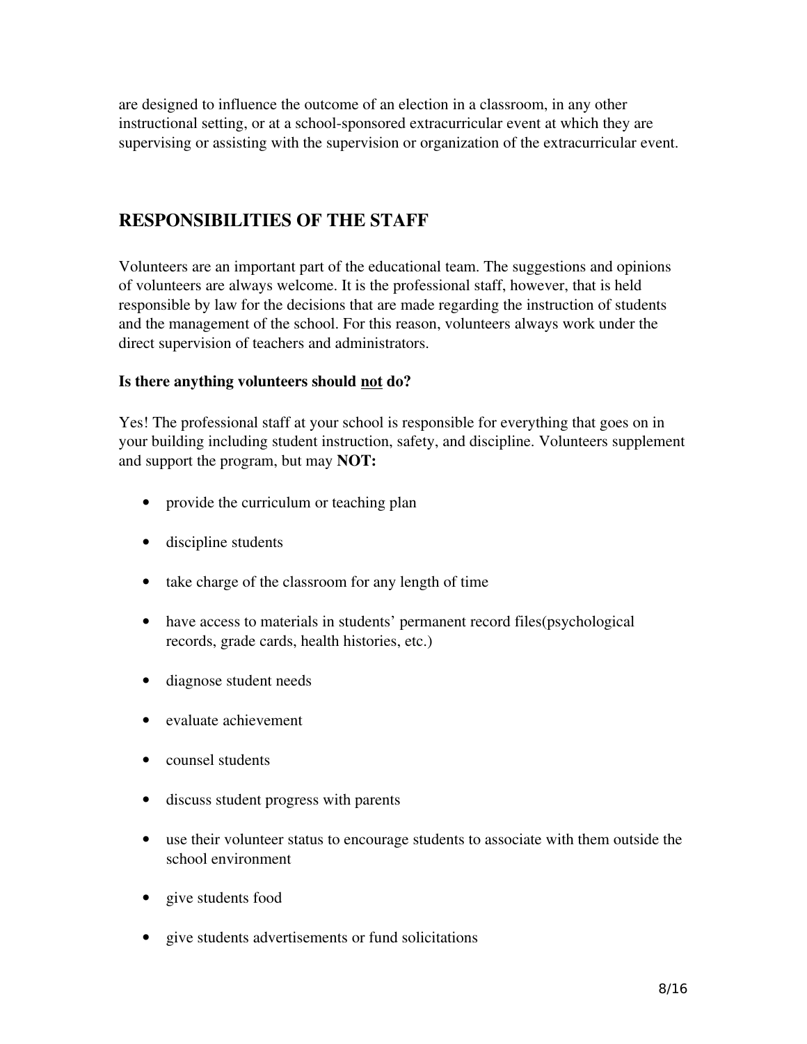are designed to influence the outcome of an election in a classroom, in any other instructional setting, or at a school-sponsored extracurricular event at which they are supervising or assisting with the supervision or organization of the extracurricular event.

## RESPONSIBILITIES OF THE STAFF

Volunteers are an important part of the educational team. The suggestions and opinions of volunteers are always welcome. It is the professional staff, however, that is held responsible by law for the decisions that are made regarding the instruction of students and the management of the school. For this reason, volunteers always work under the direct supervision of teachers and administrators.

**Is there anything volunteers should <u>not</u> do?**

Yes! The professional staff at your school is responsible for everything that goes on in your building including student instruction, safety, and discipline. Volunteers supplement and support the program, but may **NOT:**

- provide the curriculum or teaching plan
- discipline students
- take charge of the classroom for any length of time
- have access to materials in students' permanent record files(psychological records, grade cards, health histories, etc.)
- diagnose student needs
- evaluate achievement
- counsel students
- discuss student progress with parents
- use their volunteer status to encourage students to associate with them outside the school environment
- give students food
- give students advertisements or fund solicitations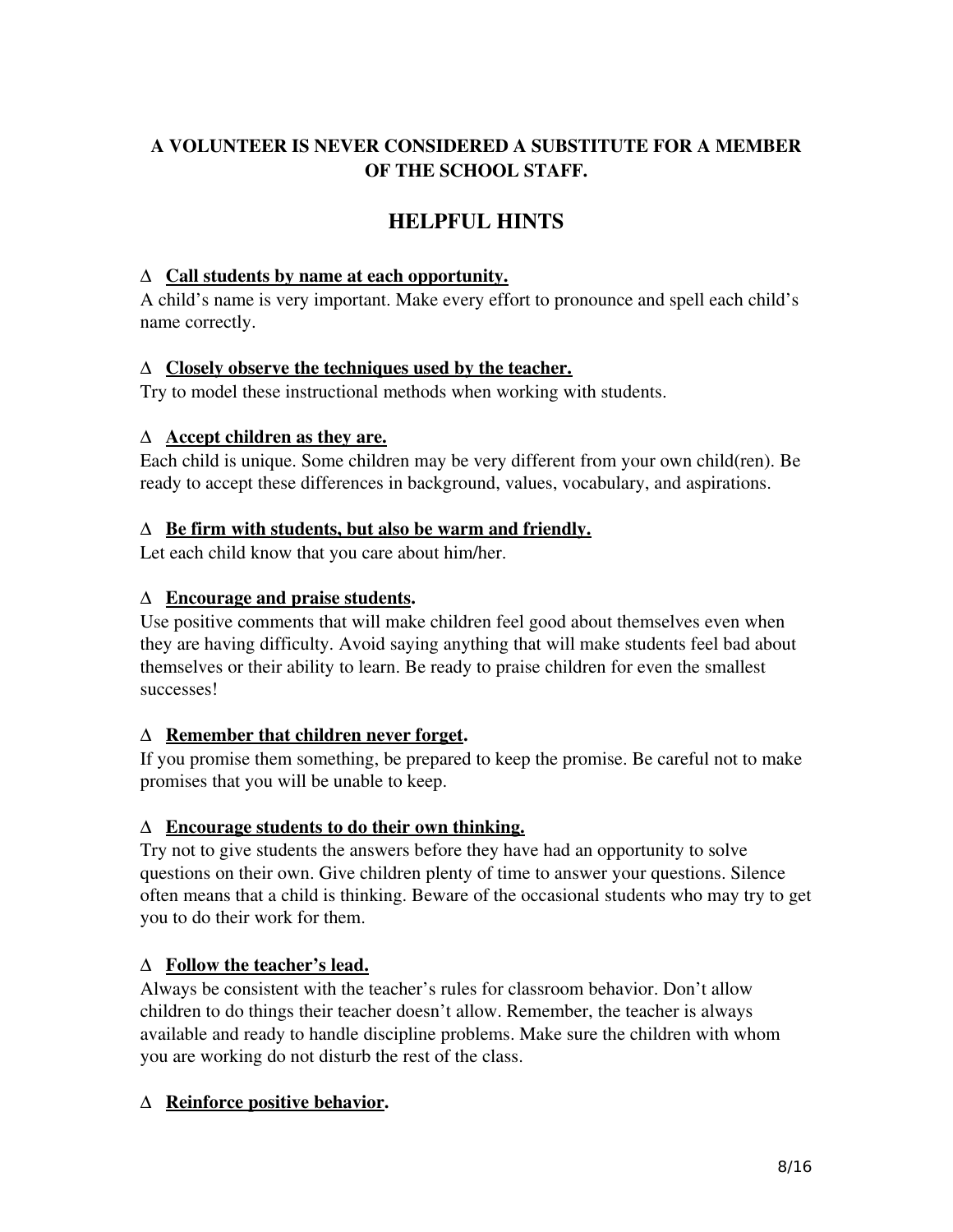**A VOLUNTEER IS NEVER CONSIDERED A SUBSTITUTE FOR A MEMBER OF THE SCHOOL STAFF.**

## HELPFUL HINTS

∆ **<u>Call students by name at each opportunity.</u>**
A child's name is very important. Make every effort to pronounce and spell each child's name correctly.

∆ **<u>Closely observe the techniques used by the teacher.</u>**
Try to model these instructional methods when working with students.

∆ **<u>Accept children as they are.</u>**
Each child is unique. Some children may be very different from your own child(ren). Be ready to accept these differences in background, values, vocabulary, and aspirations.

∆ **<u>Be firm with students, but also be warm and friendly.</u>**
Let each child know that you care about him/her.

∆ **<u>Encourage and praise students</u>.**
Use positive comments that will make children feel good about themselves even when they are having difficulty. Avoid saying anything that will make students feel bad about themselves or their ability to learn. Be ready to praise children for even the smallest successes!

∆ **<u>Remember that children never forget</u>.**
If you promise them something, be prepared to keep the promise. Be careful not to make promises that you will be unable to keep.

∆ **<u>Encourage students to do their own thinking.</u>**
Try not to give students the answers before they have had an opportunity to solve questions on their own. Give children plenty of time to answer your questions. Silence often means that a child is thinking. Beware of the occasional students who may try to get you to do their work for them.

∆ **<u>Follow the teacher's lead.</u>**
Always be consistent with the teacher's rules for classroom behavior. Don't allow children to do things their teacher doesn't allow. Remember, the teacher is always available and ready to handle discipline problems. Make sure the children with whom you are working do not disturb the rest of the class.

∆ **<u>Reinforce positive behavior</u>.**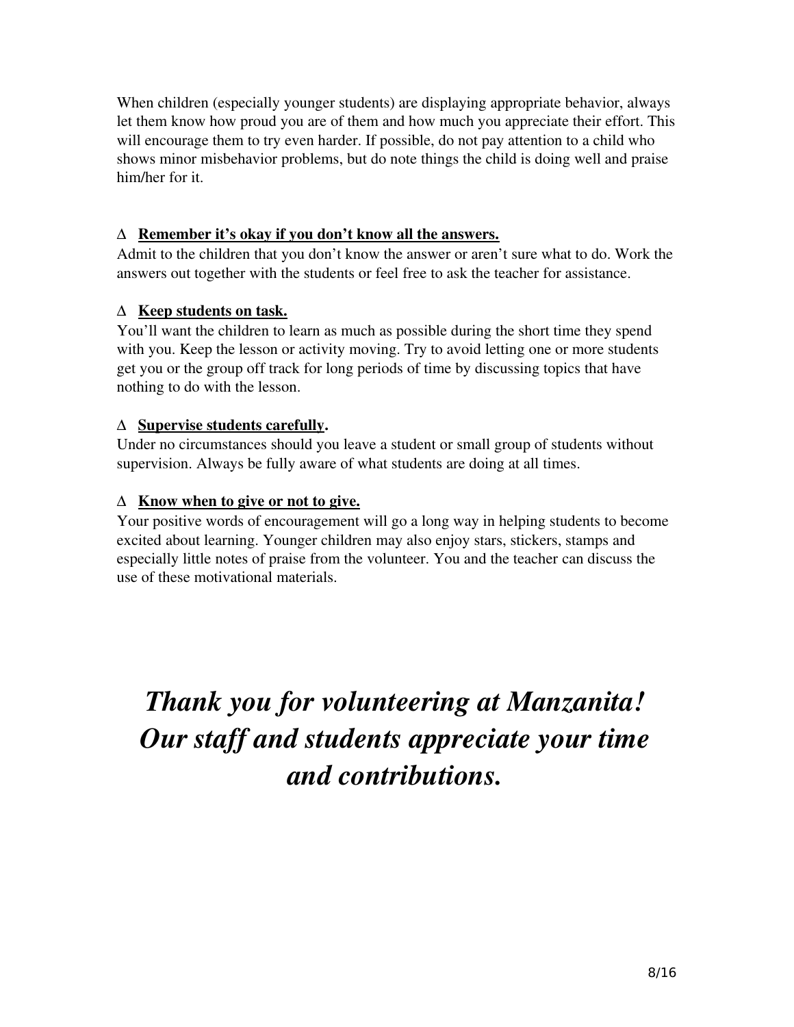When children (especially younger students) are displaying appropriate behavior, always let them know how proud you are of them and how much you appreciate their effort. This will encourage them to try even harder. If possible, do not pay attention to a child who shows minor misbehavior problems, but do note things the child is doing well and praise him/her for it.

∆ **Remember it's okay if you don't know all the answers.**

Admit to the children that you don't know the answer or aren't sure what to do. Work the answers out together with the students or feel free to ask the teacher for assistance.

∆ **Keep students on task.**

You'll want the children to learn as much as possible during the short time they spend with you. Keep the lesson or activity moving. Try to avoid letting one or more students get you or the group off track for long periods of time by discussing topics that have nothing to do with the lesson.

∆ **Supervise students carefully.**

Under no circumstances should you leave a student or small group of students without supervision. Always be fully aware of what students are doing at all times.

∆ **Know when to give or not to give.**

Your positive words of encouragement will go a long way in helping students to become excited about learning. Younger children may also enjoy stars, stickers, stamps and especially little notes of praise from the volunteer. You and the teacher can discuss the use of these motivational materials.

***Thank you for volunteering at Manzanita! Our staff and students appreciate your time and contributions.***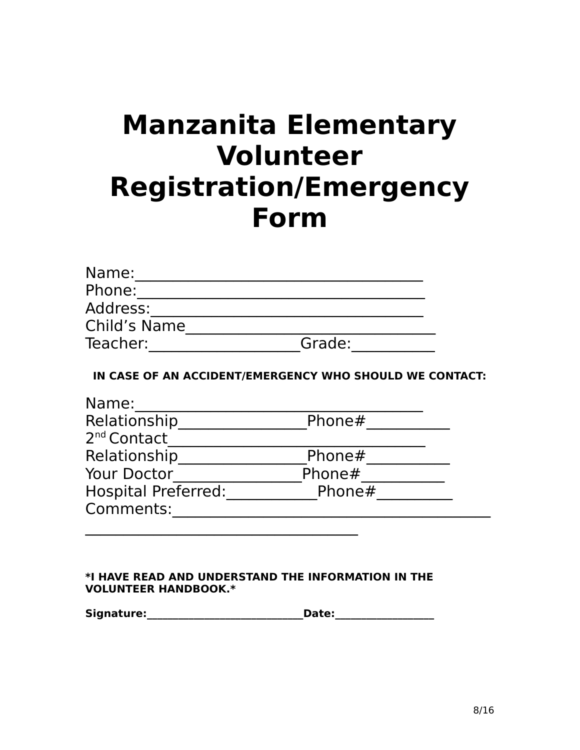# Manzanita Elementary Volunteer Registration/Emergency Form

Name:_____________________________________
Phone:_____________________________________
Address:___________________________________
Child's Name_______________________________
Teacher:___________________Grade:__________

**IN CASE OF AN ACCIDENT/EMERGENCY WHO SHOULD WE CONTACT:**

Name:_____________________________________
Relationship________________Phone#___________
2nd Contact_________________________________
Relationship________________Phone#___________
Your Doctor________________Phone#___________
Hospital Preferred:___________Phone#__________
Comments:________________________________________
___________________________________

***I HAVE READ AND UNDERSTAND THE INFORMATION IN THE VOLUNTEER HANDBOOK.***

**Signature:_____________________________Date:__________________**

8/16